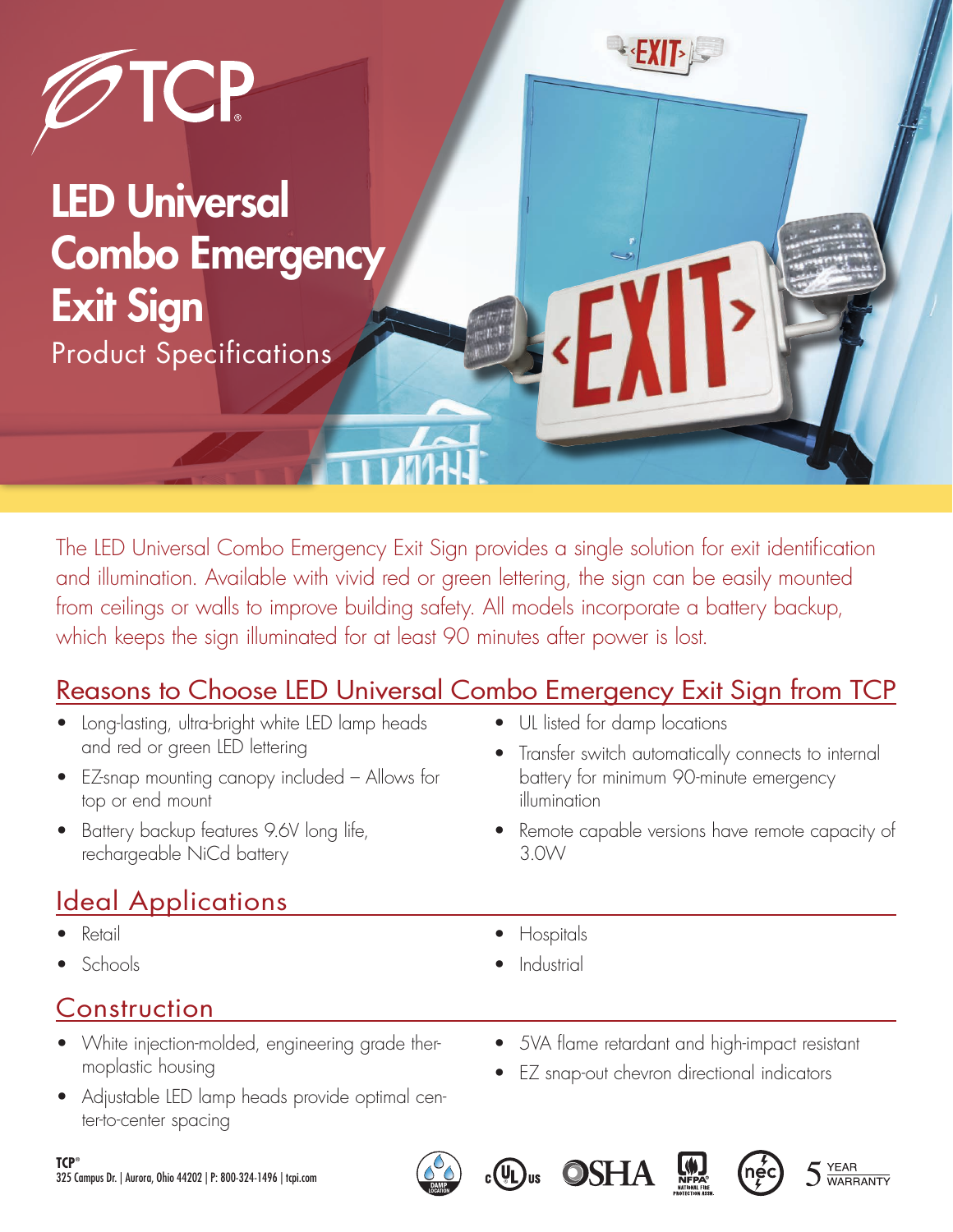TCP

# LED Universal Combo Emergency Exit Sign

Product Specifications

The LED Universal Combo Emergency Exit Sign provides a single solution for exit identification and illumination. Available with vivid red or green lettering, the sign can be easily mounted from ceilings or walls to improve building safety. All models incorporate a battery backup, which keeps the sign illuminated for at least 90 minutes after power is lost.

## Reasons to Choose LED Universal Combo Emergency Exit Sign from TCP

- Long-lasting, ultra-bright white LED lamp heads and red or green LED lettering
- EZ-snap mounting canopy included – Allows for top or end mount
- Battery backup features 9.6V long life, rechargeable NiCd battery
- UL listed for damp locations
- Transfer switch automatically connects to internal battery for minimum 90-minute emergency illumination
- Remote capable versions have remote capacity of 3.0W

## Ideal Applications

- Retail
- Schools
- Hospitals
- Industrial

## Construction

- White injection-molded, engineering grade thermoplastic housing
- Adjustable LED lamp heads provide optimal center-to-center spacing
- 5VA flame retardant and high-impact resistant
- EZ snap-out chevron directional indicators

TCP®
325 Campus Dr. | Aurora, Ohio 44202 | P: 800-324-1496 | tcpi.com

DAMP LOCATION | c UL us | OSHA | NFPA NATIONAL FIRE PROTECTION ASSN. | nec | 5 YEAR WARRANTY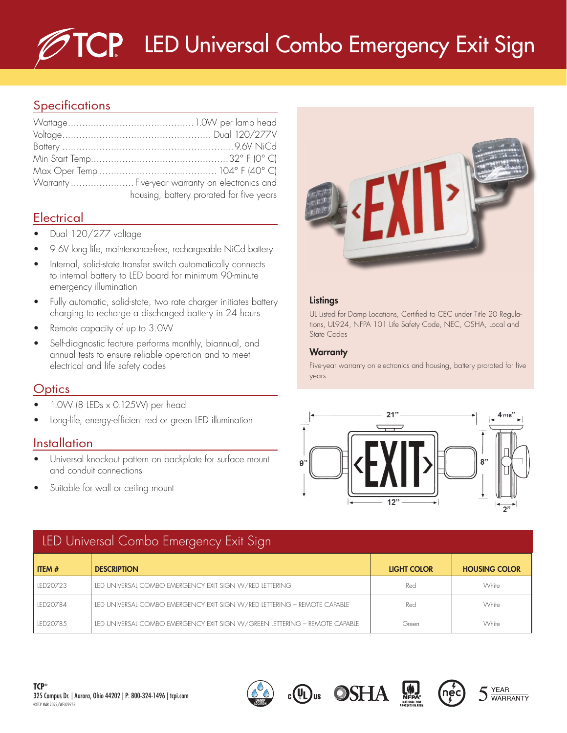# LED Universal Combo Emergency Exit Sign

## Specifications

Wattage............................................1.0W per lamp head
Voltage.................................................... Dual 120/277V
Battery ............................................................9.6V NiCd
Min Start Temp................................................32° F (0° C)
Max Oper Temp ......................................... 104° F (40° C)
Warranty...................... Five-year warranty on electronics and housing, battery prorated for five years

## Electrical

- Dual 120/277 voltage
- 9.6V long life, maintenance-free, rechargeable NiCd battery
- Internal, solid-state transfer switch automatically connects to internal battery to LED board for minimum 90-minute emergency illumination
- Fully automatic, solid-state, two rate charger initiates battery charging to recharge a discharged battery in 24 hours
- Remote capacity of up to 3.0W
- Self-diagnostic feature performs monthly, biannual, and annual tests to ensure reliable operation and to meet electrical and life safety codes

## Optics

- 1.0W (8 LEDs x 0.125W) per head
- Long-life, energy-efficient red or green LED illumination

## Installation

- Universal knockout pattern on backplate for surface mount and conduit connections
- Suitable for wall or ceiling mount

### Listings

UL Listed for Damp Locations, Certified to CEC under Title 20 Regulations, UL924, NFPA 101 Life Safety Code, NEC, OSHA, Local and State Codes

### Warranty

Five-year warranty on electronics and housing, battery prorated for five years

21"
4 7/16"
9"
8"
12"
2"

## LED Universal Combo Emergency Exit Sign

| ITEM # | DESCRIPTION | LIGHT COLOR | HOUSING COLOR |
|---|---|---|---|
| LED20723 | LED UNIVERSAL COMBO EMERGENCY EXIT SIGN W/RED LETTERING | Red | White |
| LED20784 | LED UNIVERSAL COMBO EMERGENCY EXIT SIGN W/RED LETTERING – REMOTE CAPABLE | Red | White |
| LED20785 | LED UNIVERSAL COMBO EMERGENCY EXIT SIGN W/GREEN LETTERING – REMOTE CAPABLE | Green | White |

TCP®
325 Campus Dr. | Aurora, Ohio 44202 | P: 800-324-1496 | tcpi.com
©TCP MAR 2022/WF329753

5 YEAR WARRANTY